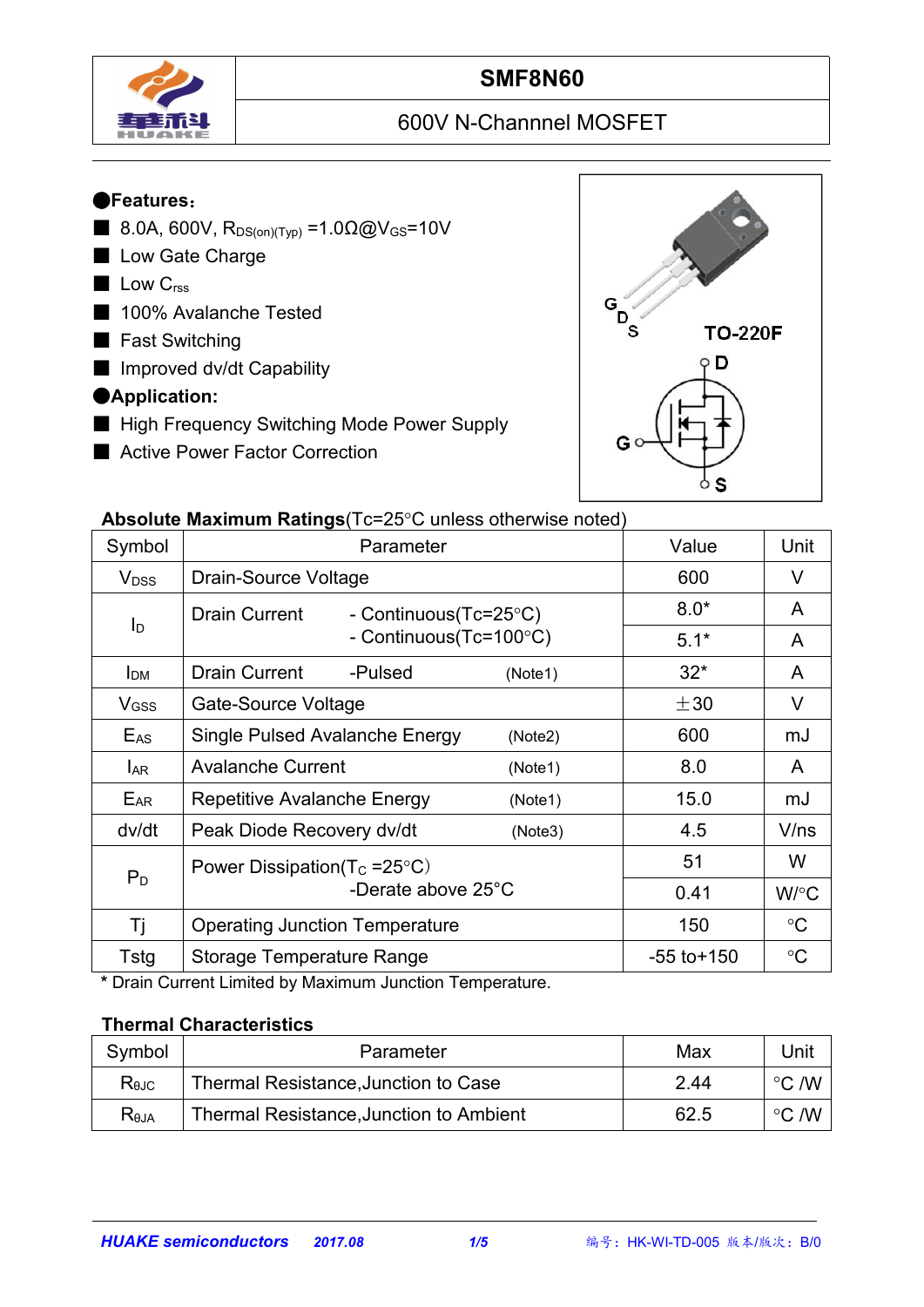# SMF8N60

## 600V N-Channel MOSFET

### ●Features：

- 8.0A, 600V, $R_{DS(on)(Typ)}$ =1.0Ω@$V_{GS}$=10V
- Low Gate Charge
- Low $C_{rss}$
- 100% Avalanche Tested
- Fast Switching
- Improved dv/dt Capability

### ●Application:

- High Frequency Switching Mode Power Supply
- Active Power Factor Correction

TO-220F

G D S

### Absolute Maximum Ratings(Tc=25°C unless otherwise noted)

| Symbol | Parameter | Value | Unit |
|---|---|---|---|
| $V_{DSS}$ | Drain-Source Voltage | 600 | V |
| $I_D$ | Drain Current - Continuous(Tc=25°C) | 8.0* | A |
| | - Continuous(Tc=100°C) | 5.1* | A |
| $I_{DM}$ | Drain Current -Pulsed (Note1) | 32* | A |
| $V_{GSS}$ | Gate-Source Voltage | ±30 | V |
| $E_{AS}$ | Single Pulsed Avalanche Energy (Note2) | 600 | mJ |
| $I_{AR}$ | Avalanche Current (Note1) | 8.0 | A |
| $E_{AR}$ | Repetitive Avalanche Energy (Note1) | 15.0 | mJ |
| dv/dt | Peak Diode Recovery dv/dt (Note3) | 4.5 | V/ns |
| $P_D$ | Power Dissipation($T_C$ =25°C) | 51 | W |
| | -Derate above 25°C | 0.41 | W/°C |
| Tj | Operating Junction Temperature | 150 | °C |
| Tstg | Storage Temperature Range | -55 to+150 | °C |

\* Drain Current Limited by Maximum Junction Temperature.

### Thermal Characteristics

| Symbol | Parameter | Max | Unit |
|---|---|---|---|
| $R_{\theta JC}$ | Thermal Resistance,Junction to Case | 2.44 | °C /W |
| $R_{\theta JA}$ | Thermal Resistance,Junction to Ambient | 62.5 | °C /W |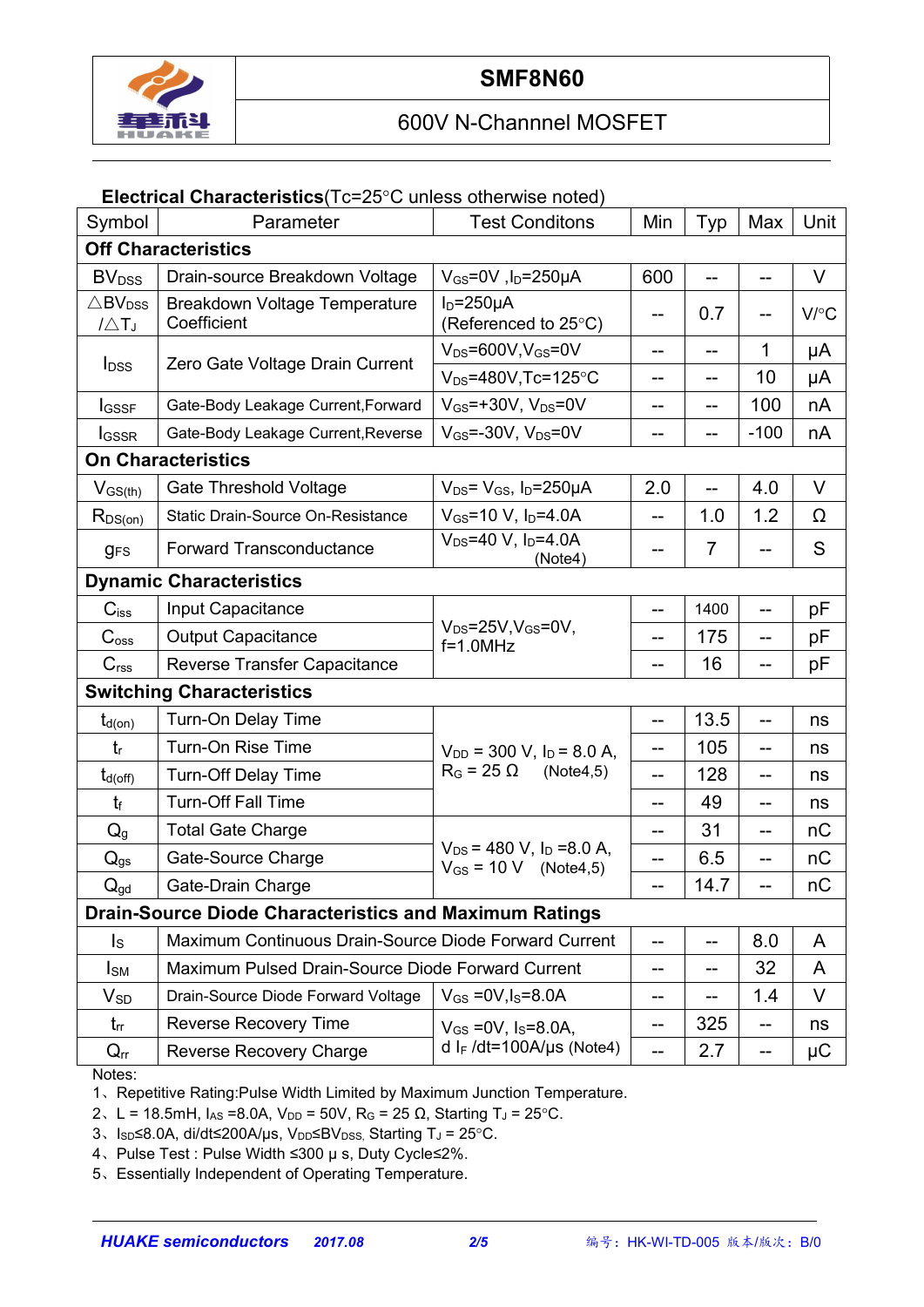# SMF8N60

## 600V N-Channnel MOSFET

**Electrical Characteristics**(Tc=25°C unless otherwise noted)

| Symbol | Parameter | Test Conditons | Min | Typ | Max | Unit |
|---|---|---|---|---|---|---|
| **Off Characteristics** | | | | | | |
| $BV_{DSS}$ | Drain-source Breakdown Voltage | $V_{GS}$=0V ,$I_D$=250μA | 600 | -- | -- | V |
| $\triangle BV_{DSS}/\triangle T_J$ | Breakdown Voltage Temperature Coefficient | $I_D$=250μA (Referenced to 25°C) | -- | 0.7 | -- | V/°C |
| $I_{DSS}$ | Zero Gate Voltage Drain Current | $V_{DS}$=600V,$V_{GS}$=0V | -- | -- | 1 | μA |
| | | $V_{DS}$=480V,Tc=125°C | -- | -- | 10 | μA |
| $I_{GSSF}$ | Gate-Body Leakage Current,Forward | $V_{GS}$=+30V, $V_{DS}$=0V | -- | -- | 100 | nA |
| $I_{GSSR}$ | Gate-Body Leakage Current,Reverse | $V_{GS}$=-30V, $V_{DS}$=0V | -- | -- | -100 | nA |
| **On Characteristics** | | | | | | |
| $V_{GS(th)}$ | Gate Threshold Voltage | $V_{DS}$= $V_{GS}$, $I_D$=250μA | 2.0 | -- | 4.0 | V |
| $R_{DS(on)}$ | Static Drain-Source On-Resistance | $V_{GS}$=10 V, $I_D$=4.0A | -- | 1.0 | 1.2 | Ω |
| $g_{FS}$ | Forward Transconductance | $V_{DS}$=40 V, $I_D$=4.0A (Note4) | -- | 7 | -- | S |
| **Dynamic Characteristics** | | | | | | |
| $C_{iss}$ | Input Capacitance | $V_{DS}$=25V,$V_{GS}$=0V, f=1.0MHz | -- | 1400 | -- | pF |
| $C_{oss}$ | Output Capacitance | | -- | 175 | -- | pF |
| $C_{rss}$ | Reverse Transfer Capacitance | | -- | 16 | -- | pF |
| **Switching Characteristics** | | | | | | |
| $t_{d(on)}$ | Turn-On Delay Time | $V_{DD}$ = 300 V, $I_D$ = 8.0 A, $R_G$ = 25 Ω (Note4,5) | -- | 13.5 | -- | ns |
| $t_r$ | Turn-On Rise Time | | -- | 105 | -- | ns |
| $t_{d(off)}$ | Turn-Off Delay Time | | -- | 128 | -- | ns |
| $t_f$ | Turn-Off Fall Time | | -- | 49 | -- | ns |
| $Q_g$ | Total Gate Charge | $V_{DS}$ = 480 V, $I_D$ =8.0 A, $V_{GS}$ = 10 V (Note4,5) | -- | 31 | -- | nC |
| $Q_{gs}$ | Gate-Source Charge | | -- | 6.5 | -- | nC |
| $Q_{gd}$ | Gate-Drain Charge | | -- | 14.7 | -- | nC |
| **Drain-Source Diode Characteristics and Maximum Ratings** | | | | | | |
| $I_S$ | Maximum Continuous Drain-Source Diode Forward Current | | -- | -- | 8.0 | A |
| $I_{SM}$ | Maximum Pulsed Drain-Source Diode Forward Current | | -- | -- | 32 | A |
| $V_{SD}$ | Drain-Source Diode Forward Voltage | $V_{GS}$ =0V,$I_S$=8.0A | -- | -- | 1.4 | V |
| $t_{rr}$ | Reverse Recovery Time | $V_{GS}$ =0V, $I_S$=8.0A, d $I_F$ /dt=100A/μs (Note4) | -- | 325 | -- | ns |
| $Q_{rr}$ | Reverse Recovery Charge | | -- | 2.7 | -- | μC |

Notes:

1、Repetitive Rating:Pulse Width Limited by Maximum Junction Temperature.

2、L = 18.5mH, $I_{AS}$ =8.0A, $V_{DD}$ = 50V, $R_G$ = 25 Ω, Starting $T_J$ = 25°C.

3、$I_{SD}$≤8.0A, di/dt≤200A/μs, $V_{DD}$≤$BV_{DSS}$, Starting $T_J$ = 25°C.

4、Pulse Test : Pulse Width ≤300 μ s, Duty Cycle≤2%.

5、Essentially Independent of Operating Temperature.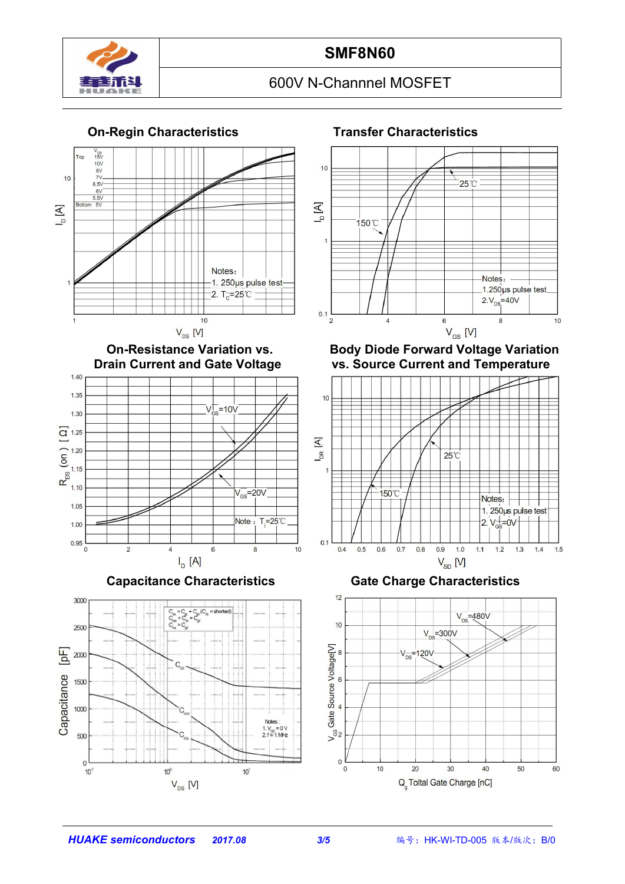# SMF8N60

600V N-Channel MOSFET

## On-Regin Characteristics

$V_{GS}$
Top 15V
10V
8V
7V
6.5V
6V
5.5V
Bottom 5V

Notes:
1. 250μs pulse test
2. $T_C$=25℃

$I_D$ [A] vs. $V_{DS}$ [V]

## Transfer Characteristics

25℃
150℃

Notes:
1. 250μs pulse test
2. $V_{DS}$=40V

$I_D$ [A] vs. $V_{GS}$ [V]

## On-Resistance Variation vs. Drain Current and Gate Voltage

$V_{GS}$=10V
$V_{GS}$=20V
Note : $T_j$=25℃

$R_{DS}$ (on) [ Ω] vs. $I_D$ [A]

## Body Diode Forward Voltage Variation vs. Source Current and Temperature

25℃
150℃

Notes:
1. 250μs pulse test
2. $V_{GS}$=0V

$I_{DR}$ [A] vs. $V_{SD}$ [V]

## Capacitance Characteristics

$C_{iss} = C_{gs} + C_{gd}$ ($C_{ds}$ = shorted)
$C_{oss} = C_{ds} + C_{gd}$
$C_{rss} = C_{gd}$

$C_{iss}$
$C_{oss}$
$C_{rss}$

Notes :
1. $V_{GS}$ = 0 V
2. f = 1 MHz

Capacitance [pF] vs. $V_{DS}$ [V]

## Gate Charge Characteristics

$V_{DS}$=480V
$V_{DS}$=300V
$V_{DS}$=120V

$V_{GS}$ Gate Source Voltage[V] vs. $Q_g$ Toltal Gate Charge [nC]

HUAKE semiconductors 2017.08 编号：HK-WI-TD-005 版本/版次：B/0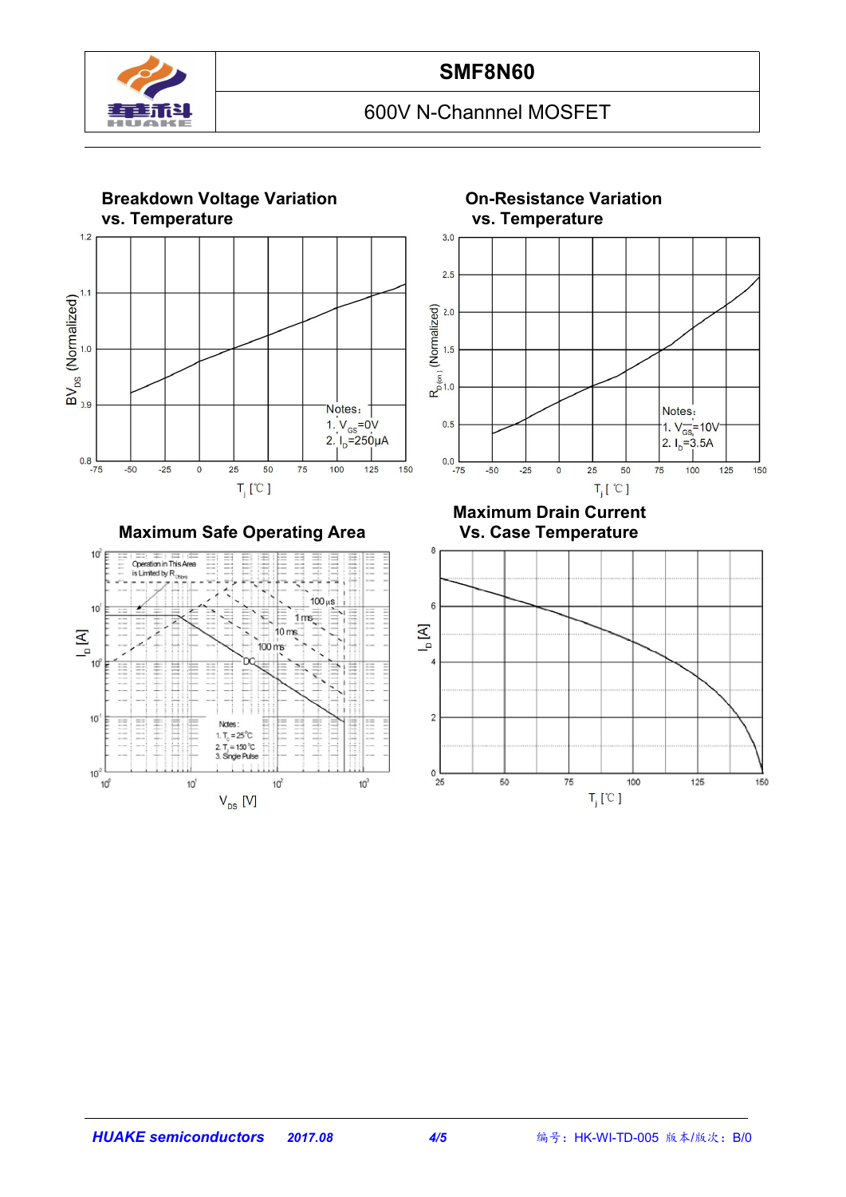## Breakdown Voltage Variation vs. Temperature

$BV_{DS}$ (Normalized)

Notes:
1. $V_{GS}$=0V
2. $I_D$=250μA

$T_j$ [℃]

## On-Resistance Variation vs. Temperature

$R_{D(on)}$ (Normalized)

Notes:
1. $V_{GS}$=10V
2. $I_D$=3.5A

$T_j$ [℃]

## Maximum Safe Operating Area

Operation in This Area is Limited by $R_{DS(on)}$

100 μs
1 ms
10 ms
100 ms
DC

Notes:
1. $T_c$ = 25℃
2. $T_j$ = 150℃
3. Single Pulse

$I_D$ [A]

$V_{DS}$ [V]

## Maximum Drain Current Vs. Case Temperature

$I_D$ [A]

$T_j$ [℃]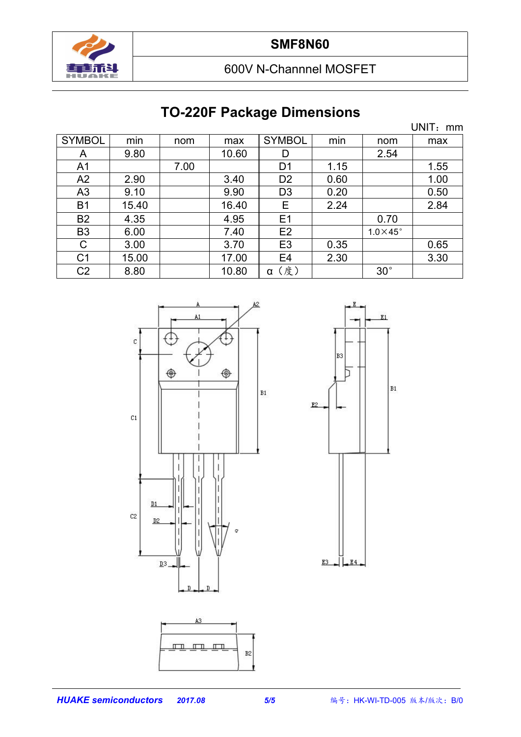# SMF8N60

600V N-Channel MOSFET

## TO-220F Package Dimensions

UNIT：mm

| SYMBOL | min | nom | max | SYMBOL | min | nom | max |
|---|---|---|---|---|---|---|---|
| A | 9.80 | | 10.60 | D | | 2.54 | |
| A1 | | 7.00 | | D1 | 1.15 | | 1.55 |
| A2 | 2.90 | | 3.40 | D2 | 0.60 | | 1.00 |
| A3 | 9.10 | | 9.90 | D3 | 0.20 | | 0.50 |
| B1 | 15.40 | | 16.40 | E | 2.24 | | 2.84 |
| B2 | 4.35 | | 4.95 | E1 | | 0.70 | |
| B3 | 6.00 | | 7.40 | E2 | | 1.0×45° | |
| C | 3.00 | | 3.70 | E3 | 0.35 | | 0.65 |
| C1 | 15.00 | | 17.00 | E4 | 2.30 | | 3.30 |
| C2 | 8.80 | | 10.80 | α（度） | | 30° | |

A
A1
A2
C
C1
C2
B1
D1
D2
D3
D
D
α
E
E1
B3
E2
B1
E3
E4
A3
B2